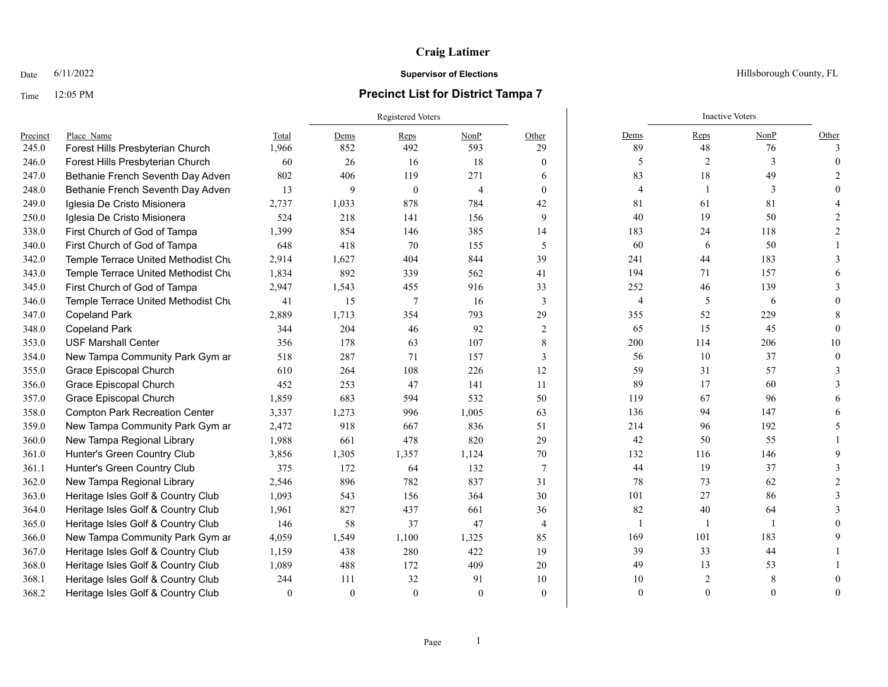# Craig Latimer

Date 6/11/2022 **Supervisor of Elections** Hillsborough County, FL

Time 12:05 PM

## Precinct List for District Tampa 7

| Precinct | Place_Name | Total | Registered Voters | | | | Inactive Voters | | | |
|---|---|---|---|---|---|---|---|---|---|---|
| | | | Dems | Reps | NonP | Other | Dems | Reps | NonP | Other |
| 245.0 | Forest Hills Presbyterian Church | 1,966 | 852 | 492 | 593 | 29 | 89 | 48 | 76 | 3 |
| 246.0 | Forest Hills Presbyterian Church | 60 | 26 | 16 | 18 | 0 | 5 | 2 | 3 | 0 |
| 247.0 | Bethanie French Seventh Day Adven | 802 | 406 | 119 | 271 | 6 | 83 | 18 | 49 | 2 |
| 248.0 | Bethanie French Seventh Day Adven | 13 | 9 | 0 | 4 | 0 | 4 | 1 | 3 | 0 |
| 249.0 | Iglesia De Cristo Misionera | 2,737 | 1,033 | 878 | 784 | 42 | 81 | 61 | 81 | 4 |
| 250.0 | Iglesia De Cristo Misionera | 524 | 218 | 141 | 156 | 9 | 40 | 19 | 50 | 2 |
| 338.0 | First Church of God of Tampa | 1,399 | 854 | 146 | 385 | 14 | 183 | 24 | 118 | 2 |
| 340.0 | First Church of God of Tampa | 648 | 418 | 70 | 155 | 5 | 60 | 6 | 50 | 1 |
| 342.0 | Temple Terrace United Methodist Chu | 2,914 | 1,627 | 404 | 844 | 39 | 241 | 44 | 183 | 3 |
| 343.0 | Temple Terrace United Methodist Chu | 1,834 | 892 | 339 | 562 | 41 | 194 | 71 | 157 | 6 |
| 345.0 | First Church of God of Tampa | 2,947 | 1,543 | 455 | 916 | 33 | 252 | 46 | 139 | 3 |
| 346.0 | Temple Terrace United Methodist Chu | 41 | 15 | 7 | 16 | 3 | 4 | 5 | 6 | 0 |
| 347.0 | Copeland Park | 2,889 | 1,713 | 354 | 793 | 29 | 355 | 52 | 229 | 8 |
| 348.0 | Copeland Park | 344 | 204 | 46 | 92 | 2 | 65 | 15 | 45 | 0 |
| 353.0 | USF Marshall Center | 356 | 178 | 63 | 107 | 8 | 200 | 114 | 206 | 10 |
| 354.0 | New Tampa Community Park Gym ar | 518 | 287 | 71 | 157 | 3 | 56 | 10 | 37 | 0 |
| 355.0 | Grace Episcopal Church | 610 | 264 | 108 | 226 | 12 | 59 | 31 | 57 | 3 |
| 356.0 | Grace Episcopal Church | 452 | 253 | 47 | 141 | 11 | 89 | 17 | 60 | 3 |
| 357.0 | Grace Episcopal Church | 1,859 | 683 | 594 | 532 | 50 | 119 | 67 | 96 | 6 |
| 358.0 | Compton Park Recreation Center | 3,337 | 1,273 | 996 | 1,005 | 63 | 136 | 94 | 147 | 6 |
| 359.0 | New Tampa Community Park Gym ar | 2,472 | 918 | 667 | 836 | 51 | 214 | 96 | 192 | 5 |
| 360.0 | New Tampa Regional Library | 1,988 | 661 | 478 | 820 | 29 | 42 | 50 | 55 | 1 |
| 361.0 | Hunter's Green Country Club | 3,856 | 1,305 | 1,357 | 1,124 | 70 | 132 | 116 | 146 | 9 |
| 361.1 | Hunter's Green Country Club | 375 | 172 | 64 | 132 | 7 | 44 | 19 | 37 | 3 |
| 362.0 | New Tampa Regional Library | 2,546 | 896 | 782 | 837 | 31 | 78 | 73 | 62 | 2 |
| 363.0 | Heritage Isles Golf & Country Club | 1,093 | 543 | 156 | 364 | 30 | 101 | 27 | 86 | 3 |
| 364.0 | Heritage Isles Golf & Country Club | 1,961 | 827 | 437 | 661 | 36 | 82 | 40 | 64 | 3 |
| 365.0 | Heritage Isles Golf & Country Club | 146 | 58 | 37 | 47 | 4 | 1 | 1 | 1 | 0 |
| 366.0 | New Tampa Community Park Gym ar | 4,059 | 1,549 | 1,100 | 1,325 | 85 | 169 | 101 | 183 | 9 |
| 367.0 | Heritage Isles Golf & Country Club | 1,159 | 438 | 280 | 422 | 19 | 39 | 33 | 44 | 1 |
| 368.0 | Heritage Isles Golf & Country Club | 1,089 | 488 | 172 | 409 | 20 | 49 | 13 | 53 | 1 |
| 368.1 | Heritage Isles Golf & Country Club | 244 | 111 | 32 | 91 | 10 | 10 | 2 | 8 | 0 |
| 368.2 | Heritage Isles Golf & Country Club | 0 | 0 | 0 | 0 | 0 | 0 | 0 | 0 | 0 |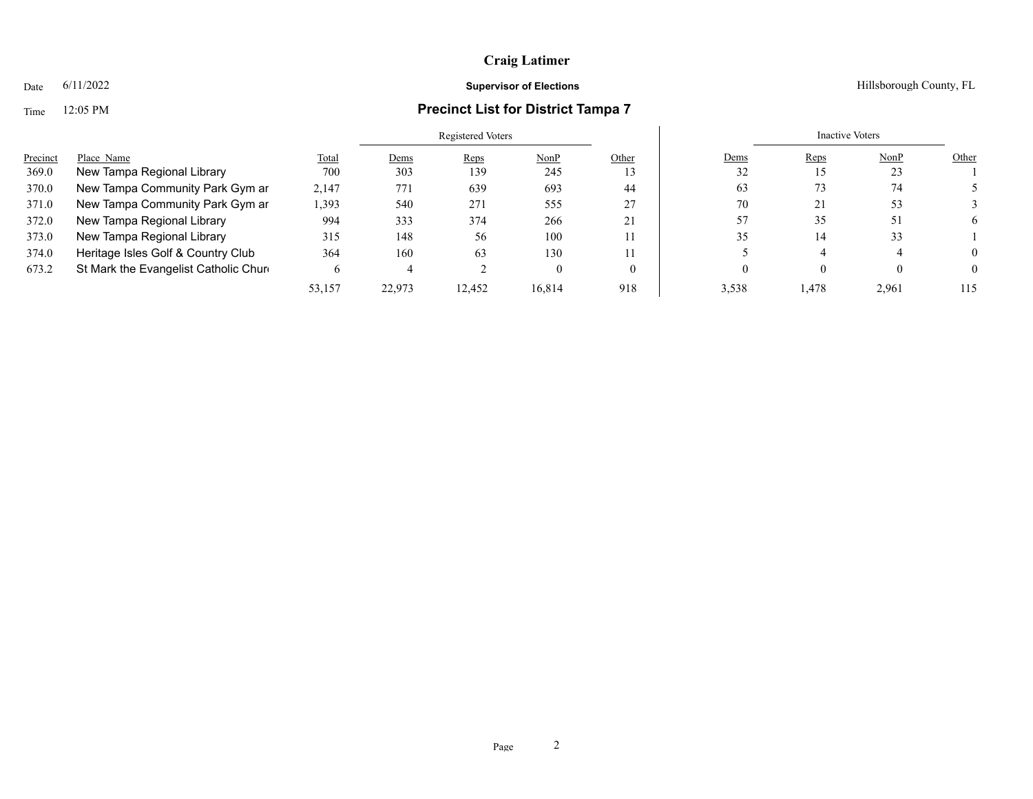# Craig Latimer

Date 6/11/2022 **Supervisor of Elections** Hillsborough County, FL

Time 12:05 PM

## Precinct List for District Tampa 7

| | | | Registered Voters | | | | Inactive Voters | | | |
|---|---|---|---|---|---|---|---|---|---|---|
| Precinct | Place_Name | Total | Dems | Reps | NonP | Other | Dems | Reps | NonP | Other |
| 369.0 | New Tampa Regional Library | 700 | 303 | 139 | 245 | 13 | 32 | 15 | 23 | 1 |
| 370.0 | New Tampa Community Park Gym ar | 2,147 | 771 | 639 | 693 | 44 | 63 | 73 | 74 | 5 |
| 371.0 | New Tampa Community Park Gym ar | 1,393 | 540 | 271 | 555 | 27 | 70 | 21 | 53 | 3 |
| 372.0 | New Tampa Regional Library | 994 | 333 | 374 | 266 | 21 | 57 | 35 | 51 | 6 |
| 373.0 | New Tampa Regional Library | 315 | 148 | 56 | 100 | 11 | 35 | 14 | 33 | 1 |
| 374.0 | Heritage Isles Golf & Country Club | 364 | 160 | 63 | 130 | 11 | 5 | 4 | 4 | 0 |
| 673.2 | St Mark the Evangelist Catholic Churc | 6 | 4 | 2 | 0 | 0 | 0 | 0 | 0 | 0 |
| | | 53,157 | 22,973 | 12,452 | 16,814 | 918 | 3,538 | 1,478 | 2,961 | 115 |